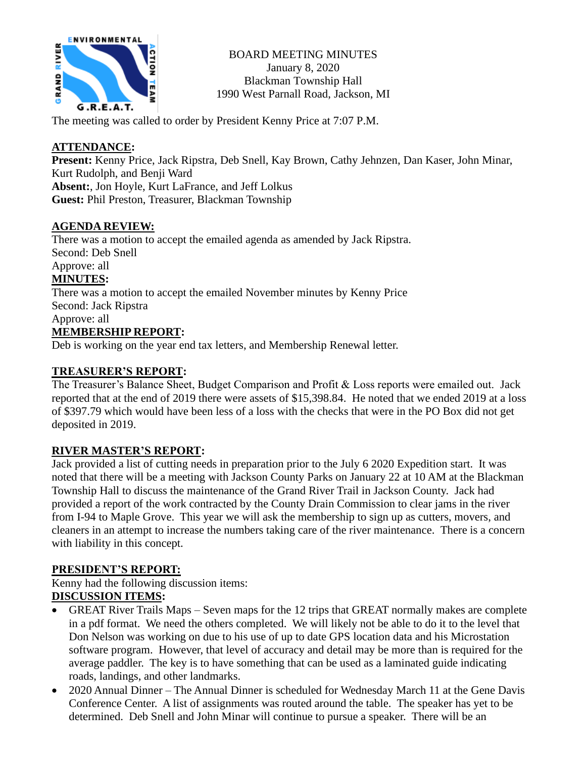BOARD MEETING MINUTES
January 8, 2020
Blackman Township Hall
1990 West Parnall Road, Jackson, MI

The meeting was called to order by President Kenny Price at 7:07 P.M.

## ATTENDANCE:

**Present:** Kenny Price, Jack Ripstra, Deb Snell, Kay Brown, Cathy Jehnzen, Dan Kaser, John Minar, Kurt Rudolph, and Benji Ward
**Absent:**, Jon Hoyle, Kurt LaFrance, and Jeff Lolkus
**Guest:** Phil Preston, Treasurer, Blackman Township

## AGENDA REVIEW:

There was a motion to accept the emailed agenda as amended by Jack Ripstra.
Second: Deb Snell
Approve: all

## MINUTES:

There was a motion to accept the emailed November minutes by Kenny Price
Second: Jack Ripstra
Approve: all

## MEMBERSHIP REPORT:

Deb is working on the year end tax letters, and Membership Renewal letter.

## TREASURER'S REPORT:

The Treasurer's Balance Sheet, Budget Comparison and Profit & Loss reports were emailed out. Jack reported that at the end of 2019 there were assets of $15,398.84. He noted that we ended 2019 at a loss of $397.79 which would have been less of a loss with the checks that were in the PO Box did not get deposited in 2019.

## RIVER MASTER'S REPORT:

Jack provided a list of cutting needs in preparation prior to the July 6 2020 Expedition start. It was noted that there will be a meeting with Jackson County Parks on January 22 at 10 AM at the Blackman Township Hall to discuss the maintenance of the Grand River Trail in Jackson County. Jack had provided a report of the work contracted by the County Drain Commission to clear jams in the river from I-94 to Maple Grove. This year we will ask the membership to sign up as cutters, movers, and cleaners in an attempt to increase the numbers taking care of the river maintenance. There is a concern with liability in this concept.

## PRESIDENT'S REPORT:

Kenny had the following discussion items:

## DISCUSSION ITEMS:

- GREAT River Trails Maps – Seven maps for the 12 trips that GREAT normally makes are complete in a pdf format. We need the others completed. We will likely not be able to do it to the level that Don Nelson was working on due to his use of up to date GPS location data and his Microstation software program. However, that level of accuracy and detail may be more than is required for the average paddler. The key is to have something that can be used as a laminated guide indicating roads, landings, and other landmarks.
- 2020 Annual Dinner – The Annual Dinner is scheduled for Wednesday March 11 at the Gene Davis Conference Center. A list of assignments was routed around the table. The speaker has yet to be determined. Deb Snell and John Minar will continue to pursue a speaker. There will be an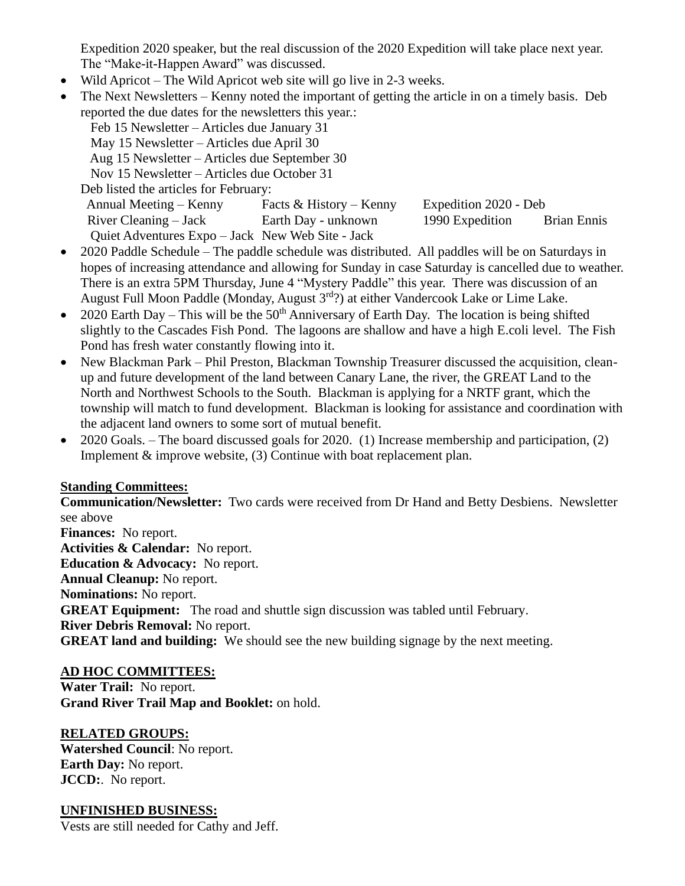Expedition 2020 speaker, but the real discussion of the 2020 Expedition will take place next year. The "Make-it-Happen Award" was discussed.

- Wild Apricot – The Wild Apricot web site will go live in 2-3 weeks.
- The Next Newsletters – Kenny noted the important of getting the article in on a timely basis. Deb reported the due dates for the newsletters this year.:
  Feb 15 Newsletter – Articles due January 31
  May 15 Newsletter – Articles due April 30
  Aug 15 Newsletter – Articles due September 30
  Nov 15 Newsletter – Articles due October 31
  Deb listed the articles for February:
  Annual Meeting – Kenny | Facts & History – Kenny | Expedition 2020 - Deb
  River Cleaning – Jack | Earth Day - unknown | 1990 Expedition | Brian Ennis
  Quiet Adventures Expo – Jack | New Web Site - Jack
- 2020 Paddle Schedule – The paddle schedule was distributed. All paddles will be on Saturdays in hopes of increasing attendance and allowing for Sunday in case Saturday is cancelled due to weather. There is an extra 5PM Thursday, June 4 "Mystery Paddle" this year. There was discussion of an August Full Moon Paddle (Monday, August 3rd?) at either Vandercook Lake or Lime Lake.
- 2020 Earth Day – This will be the 50th Anniversary of Earth Day. The location is being shifted slightly to the Cascades Fish Pond. The lagoons are shallow and have a high E.coli level. The Fish Pond has fresh water constantly flowing into it.
- New Blackman Park – Phil Preston, Blackman Township Treasurer discussed the acquisition, clean-up and future development of the land between Canary Lane, the river, the GREAT Land to the North and Northwest Schools to the South. Blackman is applying for a NRTF grant, which the township will match to fund development. Blackman is looking for assistance and coordination with the adjacent land owners to some sort of mutual benefit.
- 2020 Goals. – The board discussed goals for 2020. (1) Increase membership and participation, (2) Implement & improve website, (3) Continue with boat replacement plan.

**Standing Committees:**

**Communication/Newsletter:** Two cards were received from Dr Hand and Betty Desbiens. Newsletter see above

**Finances:** No report.

**Activities & Calendar:** No report.

**Education & Advocacy:** No report.

**Annual Cleanup:** No report.

**Nominations:** No report.

**GREAT Equipment:** The road and shuttle sign discussion was tabled until February.

**River Debris Removal:** No report.

**GREAT land and building:** We should see the new building signage by the next meeting.

**AD HOC COMMITTEES:**

**Water Trail:** No report.

**Grand River Trail Map and Booklet:** on hold.

**RELATED GROUPS:**

**Watershed Council**: No report.

**Earth Day:** No report.

**JCCD:**. No report.

**UNFINISHED BUSINESS:**

Vests are still needed for Cathy and Jeff.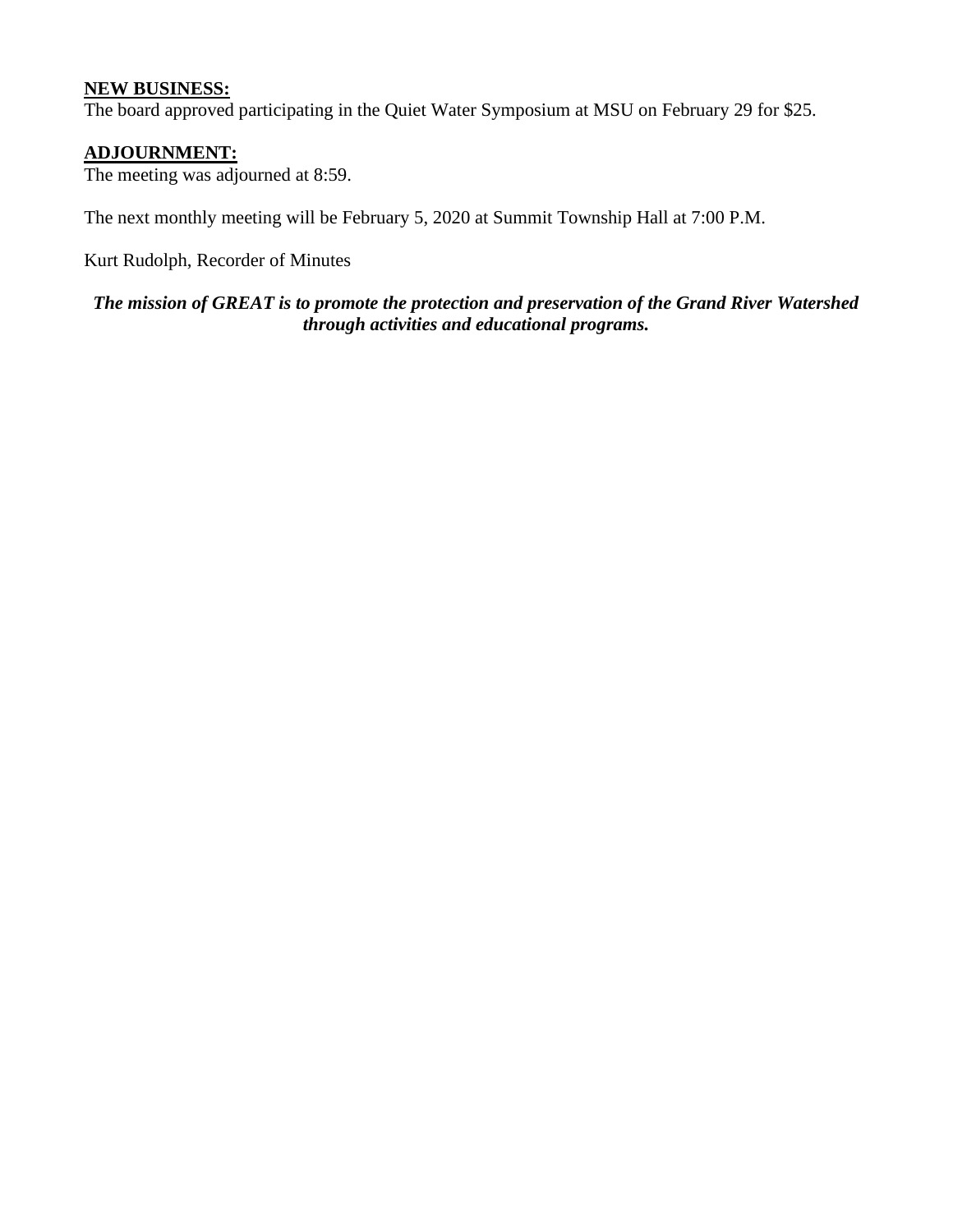**NEW BUSINESS:**

The board approved participating in the Quiet Water Symposium at MSU on February 29 for $25.

**ADJOURNMENT:**

The meeting was adjourned at 8:59.

The next monthly meeting will be February 5, 2020 at Summit Township Hall at 7:00 P.M.

Kurt Rudolph, Recorder of Minutes

***The mission of GREAT is to promote the protection and preservation of the Grand River Watershed through activities and educational programs.***